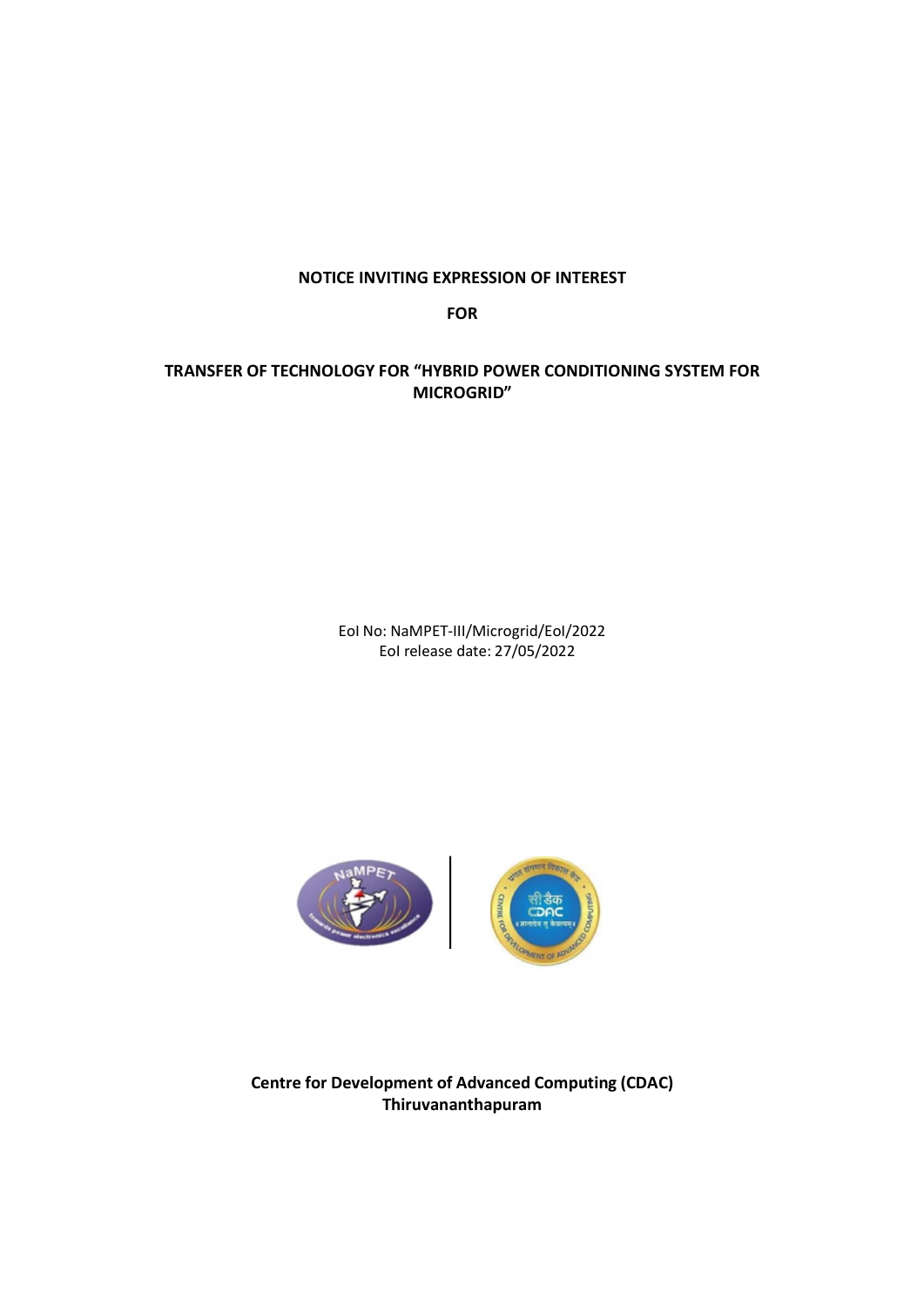**NOTICE INVITING EXPRESSION OF INTEREST**

**FOR**

**TRANSFER OF TECHNOLOGY FOR "HYBRID POWER CONDITIONING SYSTEM FOR MICROGRID"**

EoI No: NaMPET-III/Microgrid/EoI/2022
EoI release date: 27/05/2022

**Centre for Development of Advanced Computing (CDAC)**
**Thiruvananthapuram**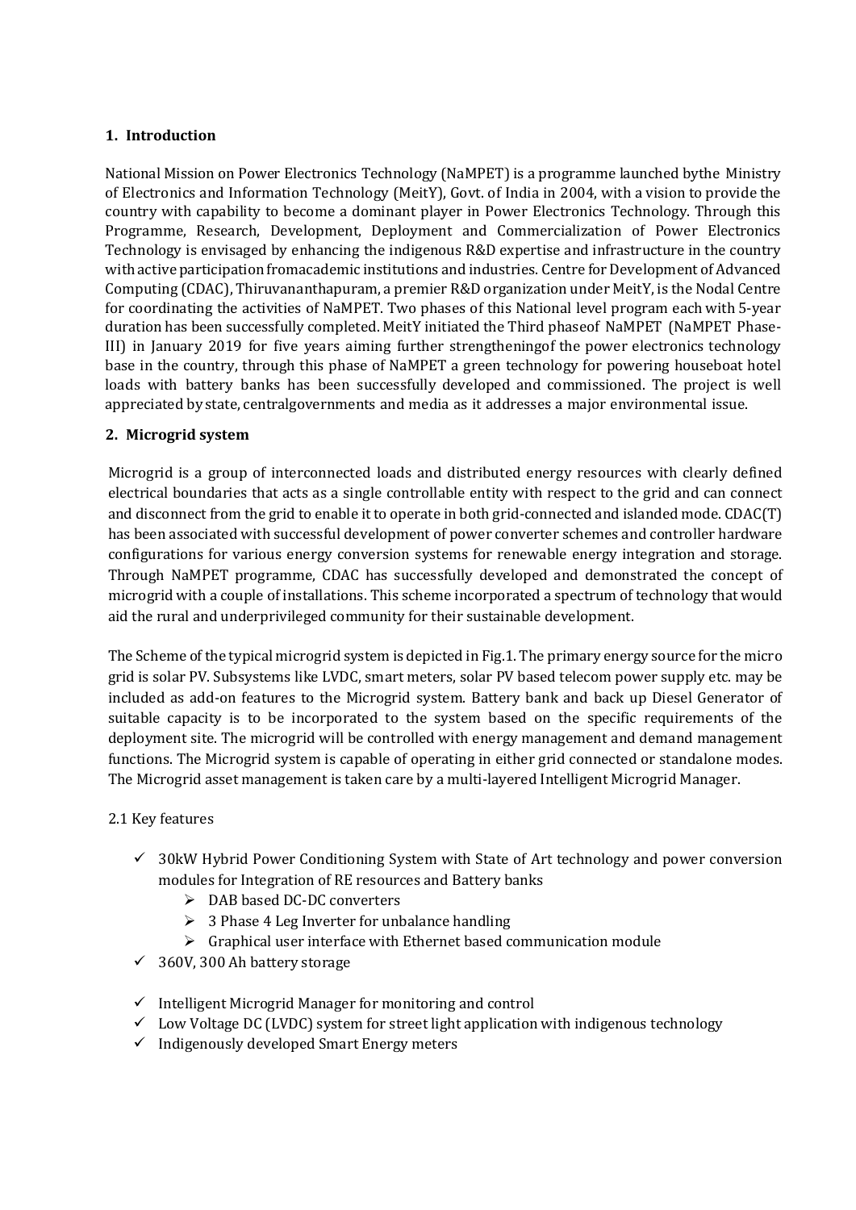## 1. Introduction

National Mission on Power Electronics Technology (NaMPET) is a programme launched bythe Ministry of Electronics and Information Technology (MeitY), Govt. of India in 2004, with a vision to provide the country with capability to become a dominant player in Power Electronics Technology. Through this Programme, Research, Development, Deployment and Commercialization of Power Electronics Technology is envisaged by enhancing the indigenous R&D expertise and infrastructure in the country with active participation fromacademic institutions and industries. Centre for Development of Advanced Computing (CDAC), Thiruvananthapuram, a premier R&D organization under MeitY, is the Nodal Centre for coordinating the activities of NaMPET. Two phases of this National level program each with 5-year duration has been successfully completed. MeitY initiated the Third phaseof NaMPET (NaMPET Phase-III) in January 2019 for five years aiming further strengtheningof the power electronics technology base in the country, through this phase of NaMPET a green technology for powering houseboat hotel loads with battery banks has been successfully developed and commissioned. The project is well appreciated by state, centralgovernments and media as it addresses a major environmental issue.

## 2. Microgrid system

Microgrid is a group of interconnected loads and distributed energy resources with clearly defined electrical boundaries that acts as a single controllable entity with respect to the grid and can connect and disconnect from the grid to enable it to operate in both grid-connected and islanded mode. CDAC(T) has been associated with successful development of power converter schemes and controller hardware configurations for various energy conversion systems for renewable energy integration and storage. Through NaMPET programme, CDAC has successfully developed and demonstrated the concept of microgrid with a couple of installations. This scheme incorporated a spectrum of technology that would aid the rural and underprivileged community for their sustainable development.

The Scheme of the typical microgrid system is depicted in Fig.1. The primary energy source for the micro grid is solar PV. Subsystems like LVDC, smart meters, solar PV based telecom power supply etc. may be included as add-on features to the Microgrid system. Battery bank and back up Diesel Generator of suitable capacity is to be incorporated to the system based on the specific requirements of the deployment site. The microgrid will be controlled with energy management and demand management functions. The Microgrid system is capable of operating in either grid connected or standalone modes. The Microgrid asset management is taken care by a multi-layered Intelligent Microgrid Manager.

2.1 Key features

- ✓ 30kW Hybrid Power Conditioning System with State of Art technology and power conversion modules for Integration of RE resources and Battery banks
  - ➢ DAB based DC-DC converters
  - ➢ 3 Phase 4 Leg Inverter for unbalance handling
  - ➢ Graphical user interface with Ethernet based communication module
- ✓ 360V, 300 Ah battery storage
- ✓ Intelligent Microgrid Manager for monitoring and control
- ✓ Low Voltage DC (LVDC) system for street light application with indigenous technology
- ✓ Indigenously developed Smart Energy meters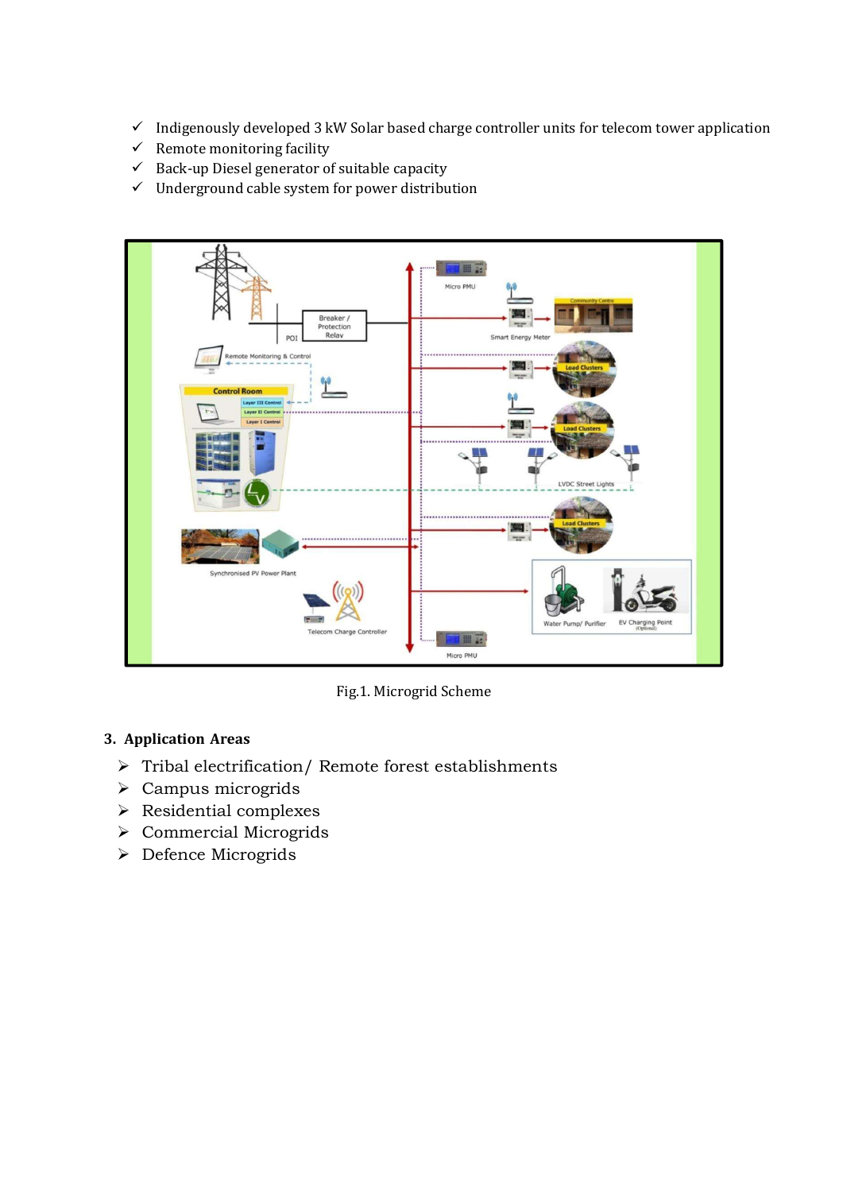- ✓ Indigenously developed 3 kW Solar based charge controller units for telecom tower application
- ✓ Remote monitoring facility
- ✓ Back-up Diesel generator of suitable capacity
- ✓ Underground cable system for power distribution

Fig.1. Microgrid Scheme

## 3. Application Areas

- Tribal electrification/ Remote forest establishments
- Campus microgrids
- Residential complexes
- Commercial Microgrids
- Defence Microgrids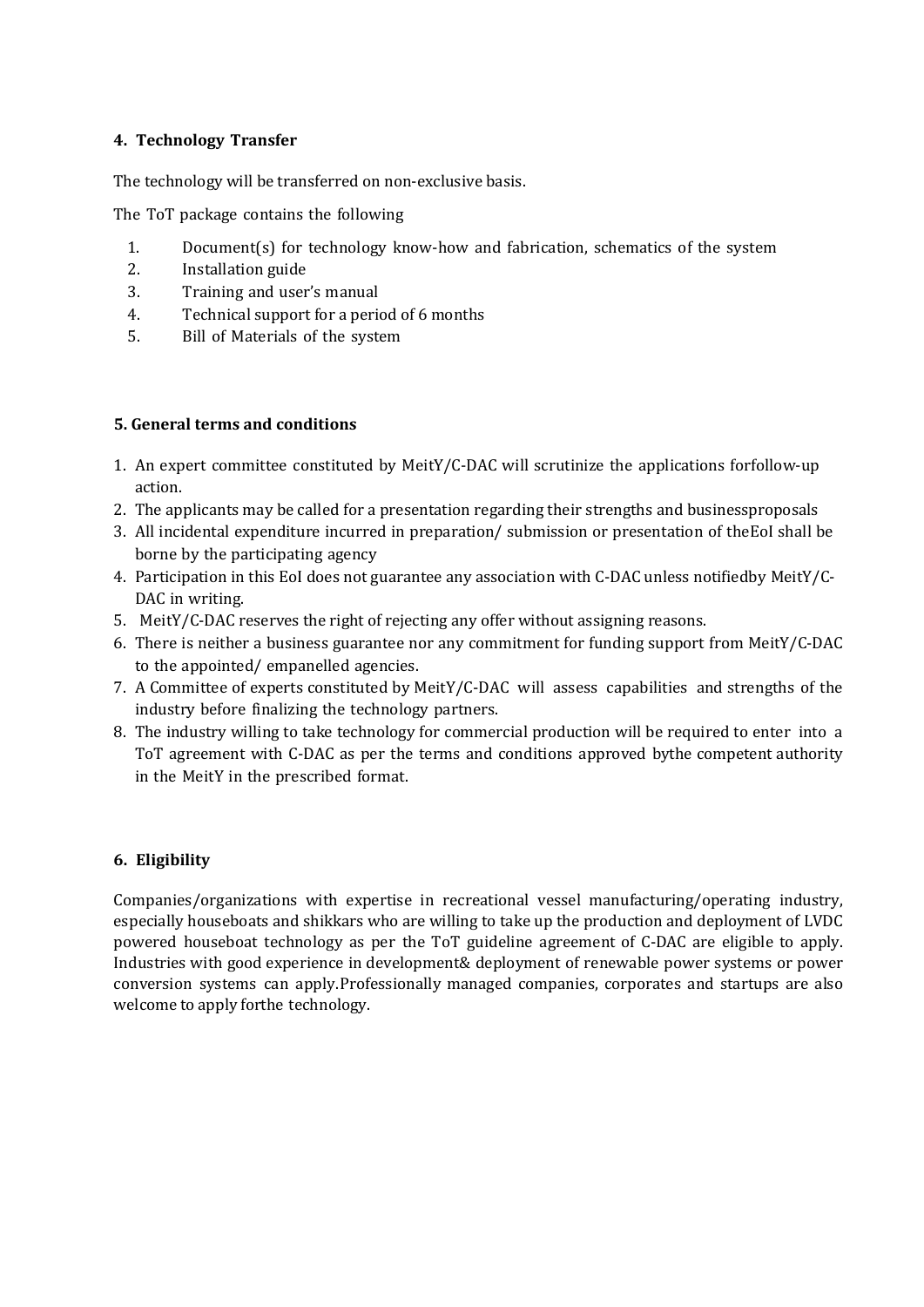## 4. Technology Transfer

The technology will be transferred on non-exclusive basis.

The ToT package contains the following

1. Document(s) for technology know-how and fabrication, schematics of the system
2. Installation guide
3. Training and user's manual
4. Technical support for a period of 6 months
5. Bill of Materials of the system

## 5. General terms and conditions

1. An expert committee constituted by MeitY/C-DAC will scrutinize the applications forfollow-up action.
2. The applicants may be called for a presentation regarding their strengths and businessproposals
3. All incidental expenditure incurred in preparation/ submission or presentation of theEoI shall be borne by the participating agency
4. Participation in this EoI does not guarantee any association with C-DAC unless notifiedby MeitY/C-DAC in writing.
5. MeitY/C-DAC reserves the right of rejecting any offer without assigning reasons.
6. There is neither a business guarantee nor any commitment for funding support from MeitY/C-DAC to the appointed/ empanelled agencies.
7. A Committee of experts constituted by MeitY/C-DAC will assess capabilities and strengths of the industry before finalizing the technology partners.
8. The industry willing to take technology for commercial production will be required to enter into a ToT agreement with C-DAC as per the terms and conditions approved bythe competent authority in the MeitY in the prescribed format.

## 6. Eligibility

Companies/organizations with expertise in recreational vessel manufacturing/operating industry, especially houseboats and shikkars who are willing to take up the production and deployment of LVDC powered houseboat technology as per the ToT guideline agreement of C-DAC are eligible to apply. Industries with good experience in development& deployment of renewable power systems or power conversion systems can apply.Professionally managed companies, corporates and startups are also welcome to apply forthe technology.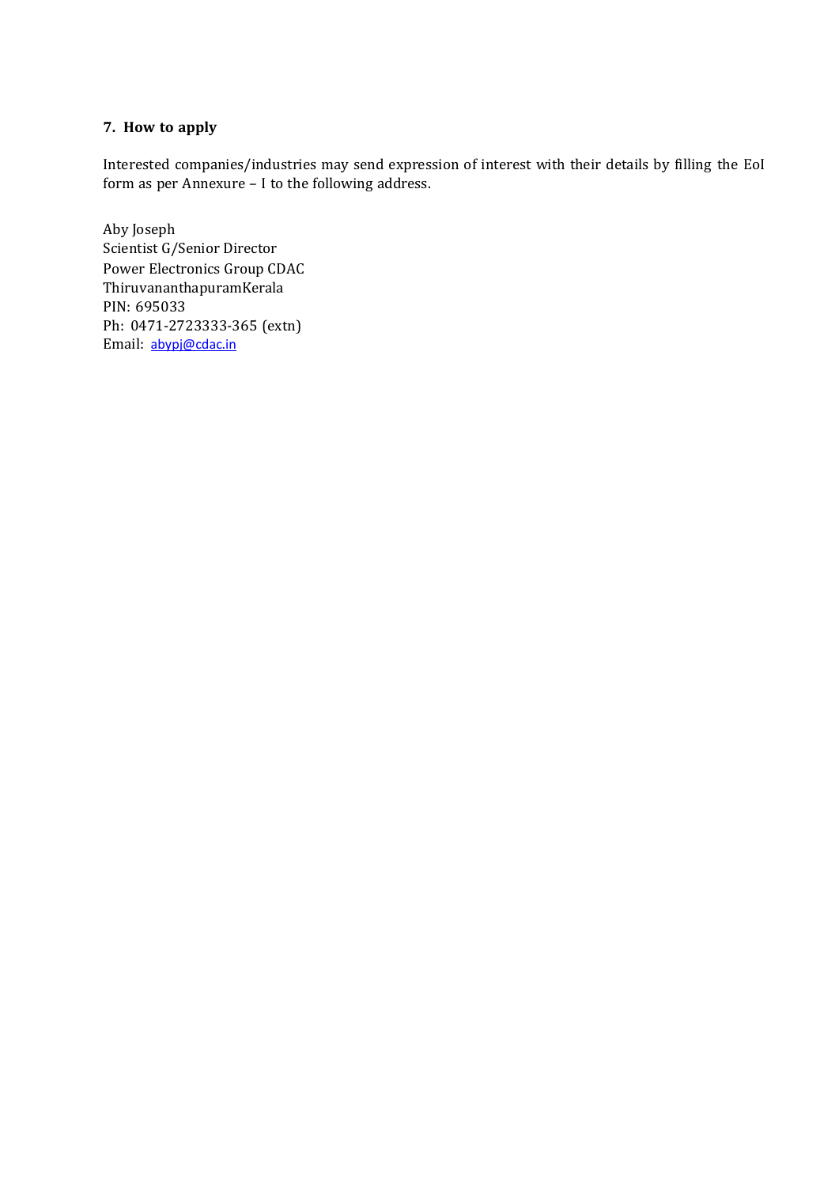## 7. How to apply

Interested companies/industries may send expression of interest with their details by filling the EoI form as per Annexure – I to the following address.

Aby Joseph  
Scientist G/Senior Director  
Power Electronics Group CDAC  
ThiruvananthapuramKerala  
PIN: 695033  
Ph: 0471-2723333-365 (extn)  
Email: abypj@cdac.in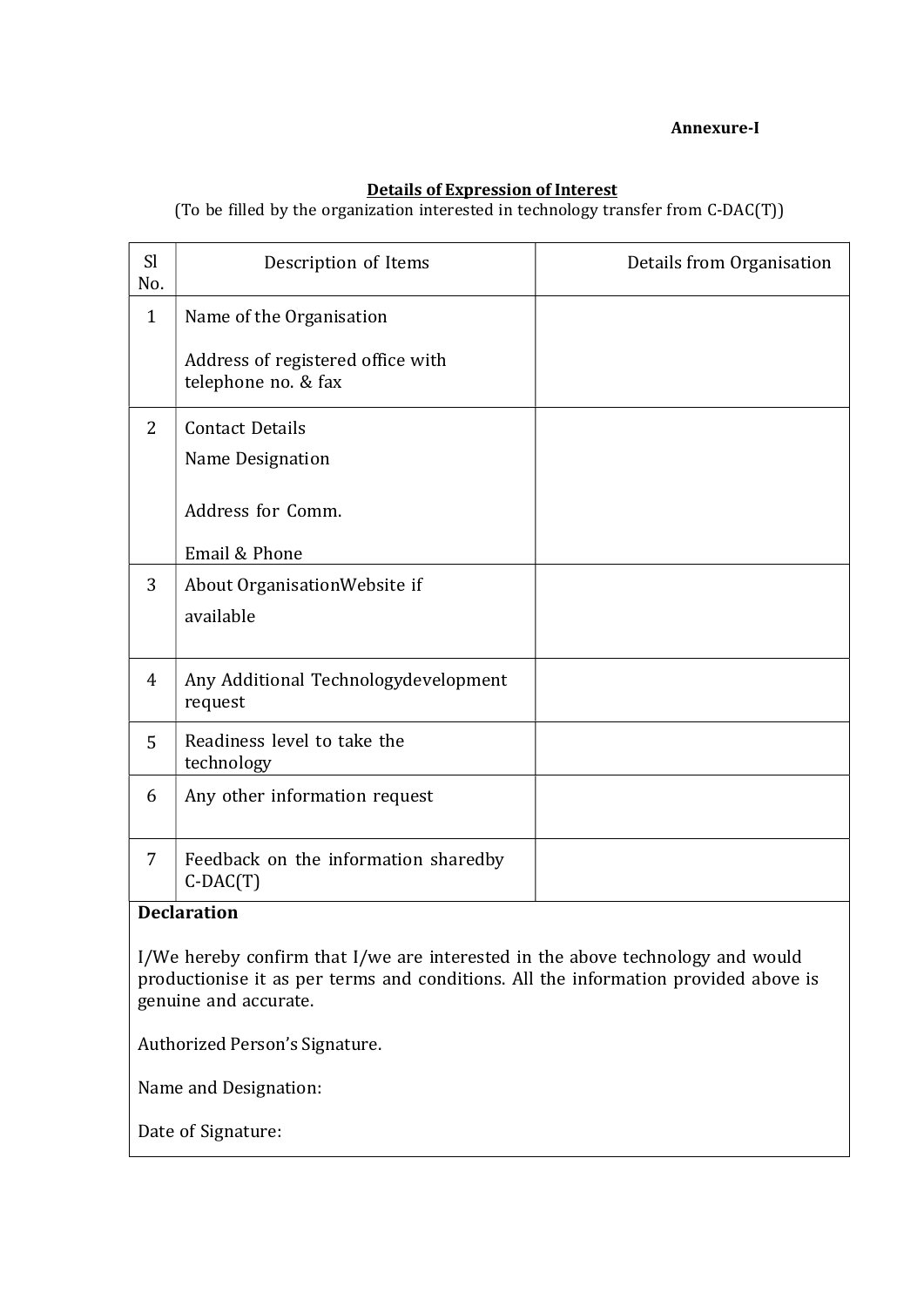**Annexure-I**

**Details of Expression of Interest**

(To be filled by the organization interested in technology transfer from C-DAC(T))

| Sl No. | Description of Items | Details from Organisation |
|---|---|---|
| 1 | Name of the Organisation<br><br>Address of registered office with telephone no. & fax | |
| 2 | Contact Details<br>Name Designation<br><br>Address for Comm.<br><br>Email & Phone | |
| 3 | About OrganisationWebsite if available | |
| 4 | Any Additional Technologydevelopment request | |
| 5 | Readiness level to take the technology | |
| 6 | Any other information request | |
| 7 | Feedback on the information sharedby C-DAC(T) | |

**Declaration**

I/We hereby confirm that I/we are interested in the above technology and would productionise it as per terms and conditions. All the information provided above is genuine and accurate.

Authorized Person's Signature.

Name and Designation:

Date of Signature: